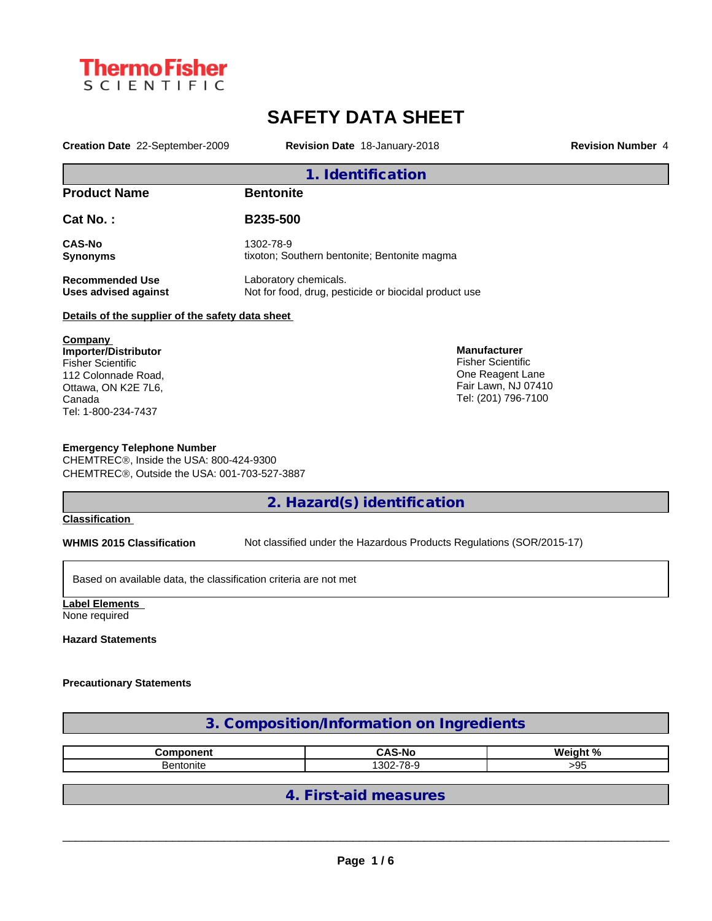ThermoFisher SCIENTIFIC

# SAFETY DATA SHEET

**Creation Date** 22-September-2009 **Revision Date** 18-January-2018 **Revision Number** 4

## 1. Identification

**Product Name** **Bentonite**

**Cat No. :** **B235-500**

**CAS-No** 1302-78-9
**Synonyms** tixoton; Southern bentonite; Bentonite magma

**Recommended Use** Laboratory chemicals.
**Uses advised against** Not for food, drug, pesticide or biocidal product use

**Details of the supplier of the safety data sheet**

**Company**
**Importer/Distributor**
Fisher Scientific
112 Colonnade Road,
Ottawa, ON K2E 7L6,
Canada
Tel: 1-800-234-7437

**Manufacturer**
Fisher Scientific
One Reagent Lane
Fair Lawn, NJ 07410
Tel: (201) 796-7100

**Emergency Telephone Number**
CHEMTREC®, Inside the USA: 800-424-9300
CHEMTREC®, Outside the USA: 001-703-527-3887

## 2. Hazard(s) identification

**Classification**

**WHMIS 2015 Classification** Not classified under the Hazardous Products Regulations (SOR/2015-17)

Based on available data, the classification criteria are not met

**Label Elements**
None required

**Hazard Statements**

**Precautionary Statements**

## 3. Composition/Information on Ingredients

| Component | CAS-No | Weight % |
|---|---|---|
| Bentonite | 1302-78-9 | >95 |

## 4. First-aid measures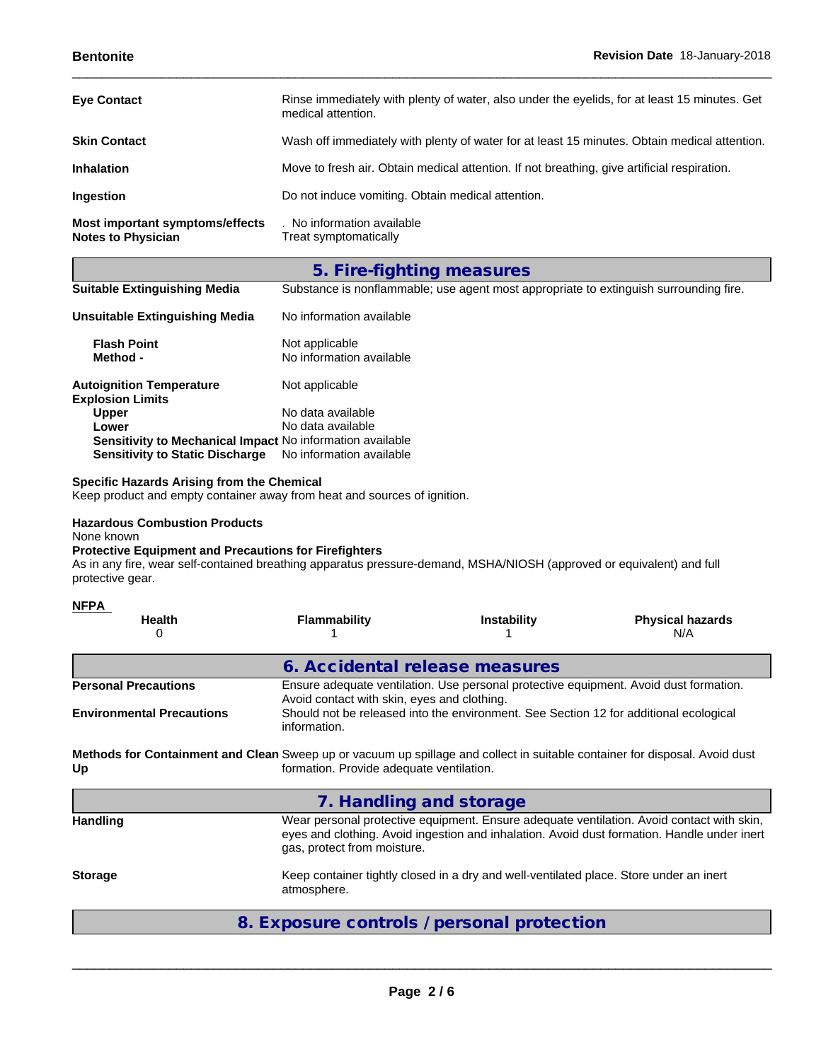| | |
|---|---|
| **Eye Contact** | Rinse immediately with plenty of water, also under the eyelids, for at least 15 minutes. Get medical attention. |
| **Skin Contact** | Wash off immediately with plenty of water for at least 15 minutes. Obtain medical attention. |
| **Inhalation** | Move to fresh air. Obtain medical attention. If not breathing, give artificial respiration. |
| **Ingestion** | Do not induce vomiting. Obtain medical attention. |
| **Most important symptoms/effects** | . No information available |
| **Notes to Physician** | Treat symptomatically |

## 5. Fire-fighting measures

| | |
|---|---|
| **Suitable Extinguishing Media** | Substance is nonflammable; use agent most appropriate to extinguish surrounding fire. |
| **Unsuitable Extinguishing Media** | No information available |
| **Flash Point** | Not applicable |
| **Method -** | No information available |
| **Autoignition Temperature** | Not applicable |
| **Explosion Limits** | |
| **Upper** | No data available |
| **Lower** | No data available |
| **Sensitivity to Mechanical Impact** | No information available |
| **Sensitivity to Static Discharge** | No information available |

**Specific Hazards Arising from the Chemical**
Keep product and empty container away from heat and sources of ignition.

**Hazardous Combustion Products**
None known

**Protective Equipment and Precautions for Firefighters**
As in any fire, wear self-contained breathing apparatus pressure-demand, MSHA/NIOSH (approved or equivalent) and full protective gear.

**NFPA**

| Health | Flammability | Instability | Physical hazards |
|---|---|---|---|
| 0 | 1 | 1 | N/A |

## 6. Accidental release measures

| | |
|---|---|
| **Personal Precautions** | Ensure adequate ventilation. Use personal protective equipment. Avoid dust formation. Avoid contact with skin, eyes and clothing. |
| **Environmental Precautions** | Should not be released into the environment. See Section 12 for additional ecological information. |
| **Methods for Containment and Clean Up** | Sweep up or vacuum up spillage and collect in suitable container for disposal. Avoid dust formation. Provide adequate ventilation. |

## 7. Handling and storage

| | |
|---|---|
| **Handling** | Wear personal protective equipment. Ensure adequate ventilation. Avoid contact with skin, eyes and clothing. Avoid ingestion and inhalation. Avoid dust formation. Handle under inert gas, protect from moisture. |
| **Storage** | Keep container tightly closed in a dry and well-ventilated place. Store under an inert atmosphere. |

## 8. Exposure controls / personal protection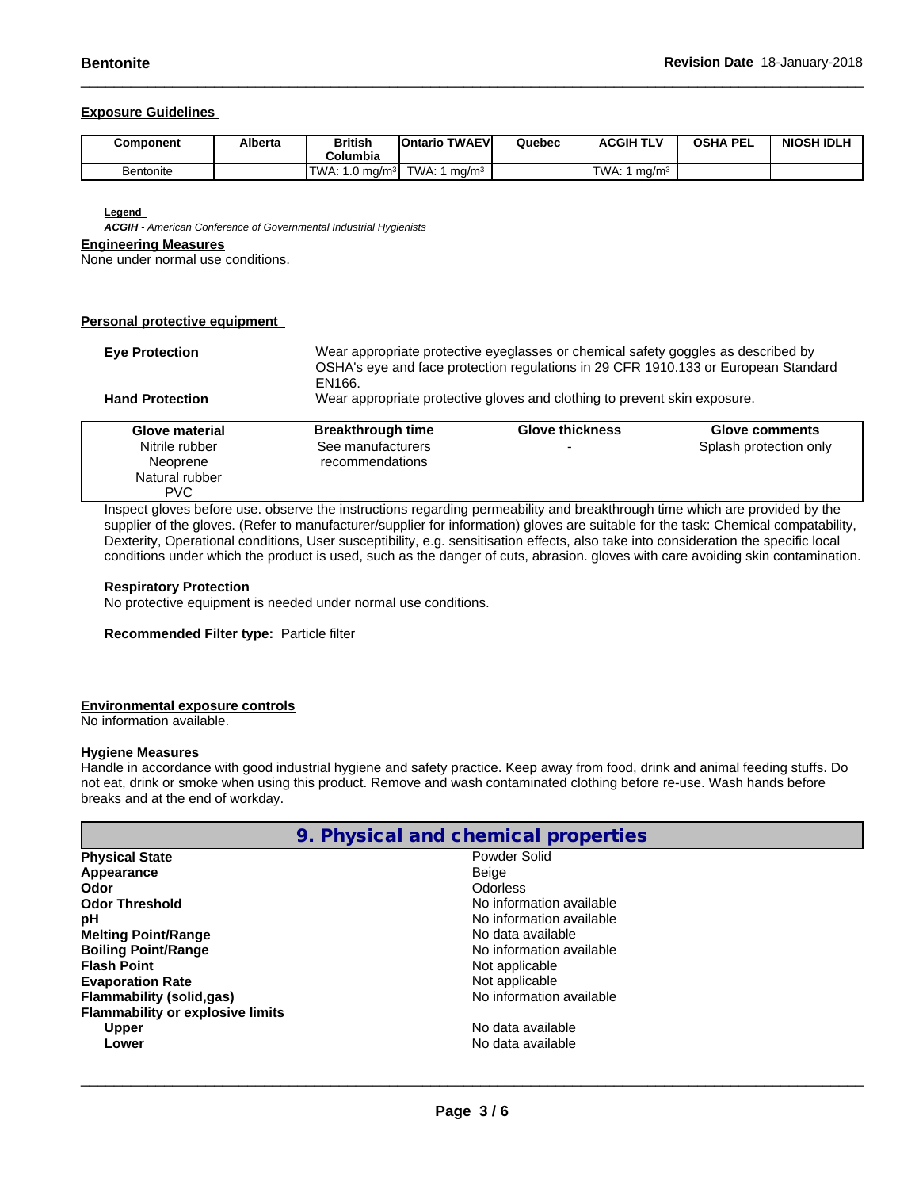### Exposure Guidelines

| Component | Alberta | British Columbia | Ontario TWAEV | Quebec | ACGIH TLV | OSHA PEL | NIOSH IDLH |
|---|---|---|---|---|---|---|---|
| Bentonite | | TWA: 1.0 mg/m³ | TWA: 1 mg/m³ | | TWA: 1 mg/m³ | | |

**Legend**

***ACGIH** - American Conference of Governmental Industrial Hygienists*

### Engineering Measures

None under normal use conditions.

### Personal protective equipment

**Eye Protection** — Wear appropriate protective eyeglasses or chemical safety goggles as described by OSHA's eye and face protection regulations in 29 CFR 1910.133 or European Standard EN166.

**Hand Protection** — Wear appropriate protective gloves and clothing to prevent skin exposure.

| Glove material | Breakthrough time | Glove thickness | Glove comments |
|---|---|---|---|
| Nitrile rubber<br>Neoprene<br>Natural rubber<br>PVC | See manufacturers recommendations | - | Splash protection only |

Inspect gloves before use. observe the instructions regarding permeability and breakthrough time which are provided by the supplier of the gloves. (Refer to manufacturer/supplier for information) gloves are suitable for the task: Chemical compatability, Dexterity, Operational conditions, User susceptibility, e.g. sensitisation effects, also take into consideration the specific local conditions under which the product is used, such as the danger of cuts, abrasion. gloves with care avoiding skin contamination.

**Respiratory Protection**

No protective equipment is needed under normal use conditions.

**Recommended Filter type:** Particle filter

### Environmental exposure controls

No information available.

### Hygiene Measures

Handle in accordance with good industrial hygiene and safety practice. Keep away from food, drink and animal feeding stuffs. Do not eat, drink or smoke when using this product. Remove and wash contaminated clothing before re-use. Wash hands before breaks and at the end of workday.

## 9. Physical and chemical properties

| | |
|---|---|
| **Physical State** | Powder Solid |
| **Appearance** | Beige |
| **Odor** | Odorless |
| **Odor Threshold** | No information available |
| **pH** | No information available |
| **Melting Point/Range** | No data available |
| **Boiling Point/Range** | No information available |
| **Flash Point** | Not applicable |
| **Evaporation Rate** | Not applicable |
| **Flammability (solid,gas)** | No information available |
| **Flammability or explosive limits** | |
| **Upper** | No data available |
| **Lower** | No data available |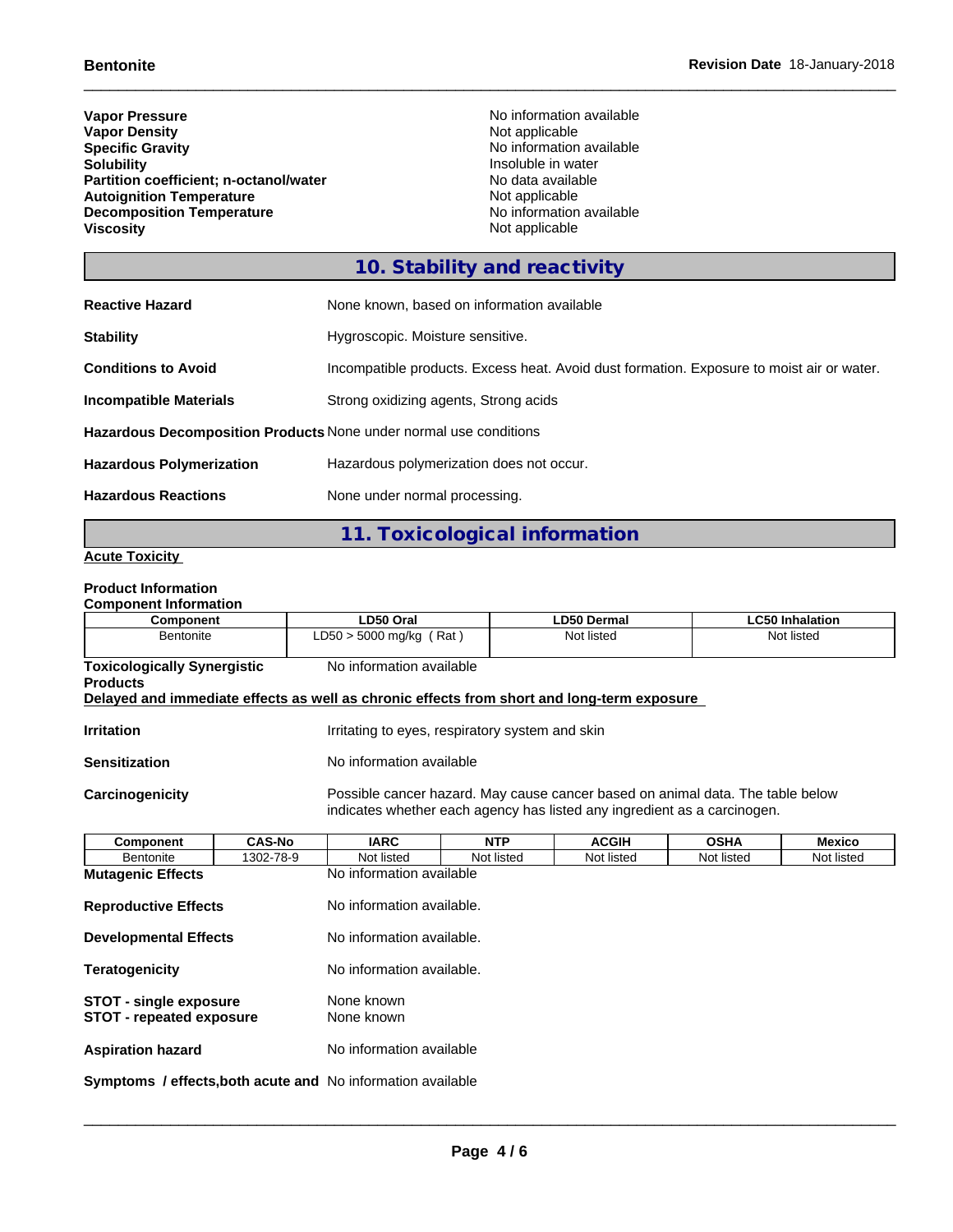| | |
|---|---|
| **Vapor Pressure** | No information available |
| **Vapor Density** | Not applicable |
| **Specific Gravity** | No information available |
| **Solubility** | Insoluble in water |
| **Partition coefficient; n-octanol/water** | No data available |
| **Autoignition Temperature** | Not applicable |
| **Decomposition Temperature** | No information available |
| **Viscosity** | Not applicable |

## 10. Stability and reactivity

**Reactive Hazard** None known, based on information available

**Stability** Hygroscopic. Moisture sensitive.

**Conditions to Avoid** Incompatible products. Excess heat. Avoid dust formation. Exposure to moist air or water.

**Incompatible Materials** Strong oxidizing agents, Strong acids

**Hazardous Decomposition Products** None under normal use conditions

**Hazardous Polymerization** Hazardous polymerization does not occur.

**Hazardous Reactions** None under normal processing.

## 11. Toxicological information

**Acute Toxicity**

**Product Information**
**Component Information**

| Component | LD50 Oral | LD50 Dermal | LC50 Inhalation |
|---|---|---|---|
| Bentonite | LD50 > 5000 mg/kg ( Rat ) | Not listed | Not listed |

**Toxicologically Synergistic Products** No information available

**Delayed and immediate effects as well as chronic effects from short and long-term exposure**

**Irritation** Irritating to eyes, respiratory system and skin

**Sensitization** No information available

**Carcinogenicity** Possible cancer hazard. May cause cancer based on animal data. The table below indicates whether each agency has listed any ingredient as a carcinogen.

| Component | CAS-No | IARC | NTP | ACGIH | OSHA | Mexico |
|---|---|---|---|---|---|---|
| Bentonite | 1302-78-9 | Not listed | Not listed | Not listed | Not listed | Not listed |

**Mutagenic Effects** No information available

**Reproductive Effects** No information available.

**Developmental Effects** No information available.

**Teratogenicity** No information available.

**STOT - single exposure** None known
**STOT - repeated exposure** None known

**Aspiration hazard** No information available

**Symptoms / effects,both acute and** No information available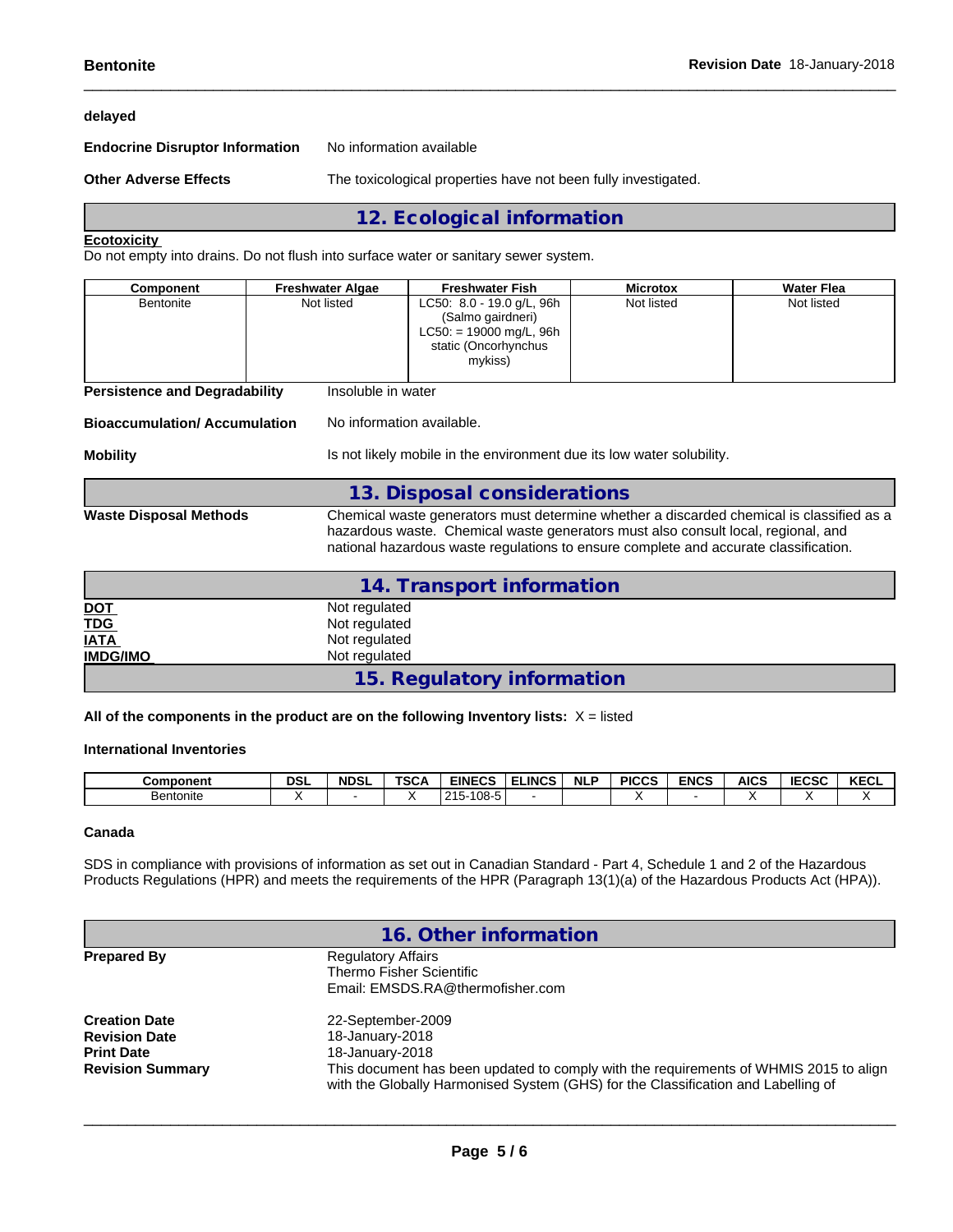delayed

**Endocrine Disruptor Information** No information available

**Other Adverse Effects** The toxicological properties have not been fully investigated.

## 12. Ecological information

**Ecotoxicity**

Do not empty into drains. Do not flush into surface water or sanitary sewer system.

| Component | Freshwater Algae | Freshwater Fish | Microtox | Water Flea |
|---|---|---|---|---|
| Bentonite | Not listed | LC50: 8.0 - 19.0 g/L, 96h (Salmo gairdneri) LC50: = 19000 mg/L, 96h static (Oncorhynchus mykiss) | Not listed | Not listed |

**Persistence and Degradability** Insoluble in water

**Bioaccumulation/ Accumulation** No information available.

**Mobility** Is not likely mobile in the environment due its low water solubility.

## 13. Disposal considerations

**Waste Disposal Methods** Chemical waste generators must determine whether a discarded chemical is classified as a hazardous waste. Chemical waste generators must also consult local, regional, and national hazardous waste regulations to ensure complete and accurate classification.

## 14. Transport information

**DOT** Not regulated
**TDG** Not regulated
**IATA** Not regulated
**IMDG/IMO** Not regulated

## 15. Regulatory information

**All of the components in the product are on the following Inventory lists:** X = listed

**International Inventories**

| Component | DSL | NDSL | TSCA | EINECS | ELINCS | NLP | PICCS | ENCS | AICS | IECSC | KECL |
|---|---|---|---|---|---|---|---|---|---|---|---|
| Bentonite | X | - | X | 215-108-5 | - | | X | - | X | X | X |

**Canada**

SDS in compliance with provisions of information as set out in Canadian Standard - Part 4, Schedule 1 and 2 of the Hazardous Products Regulations (HPR) and meets the requirements of the HPR (Paragraph 13(1)(a) of the Hazardous Products Act (HPA)).

## 16. Other information

**Prepared By** Regulatory Affairs
Thermo Fisher Scientific
Email: EMSDS.RA@thermofisher.com

**Creation Date** 22-September-2009
**Revision Date** 18-January-2018
**Print Date** 18-January-2018
**Revision Summary** This document has been updated to comply with the requirements of WHMIS 2015 to align with the Globally Harmonised System (GHS) for the Classification and Labelling of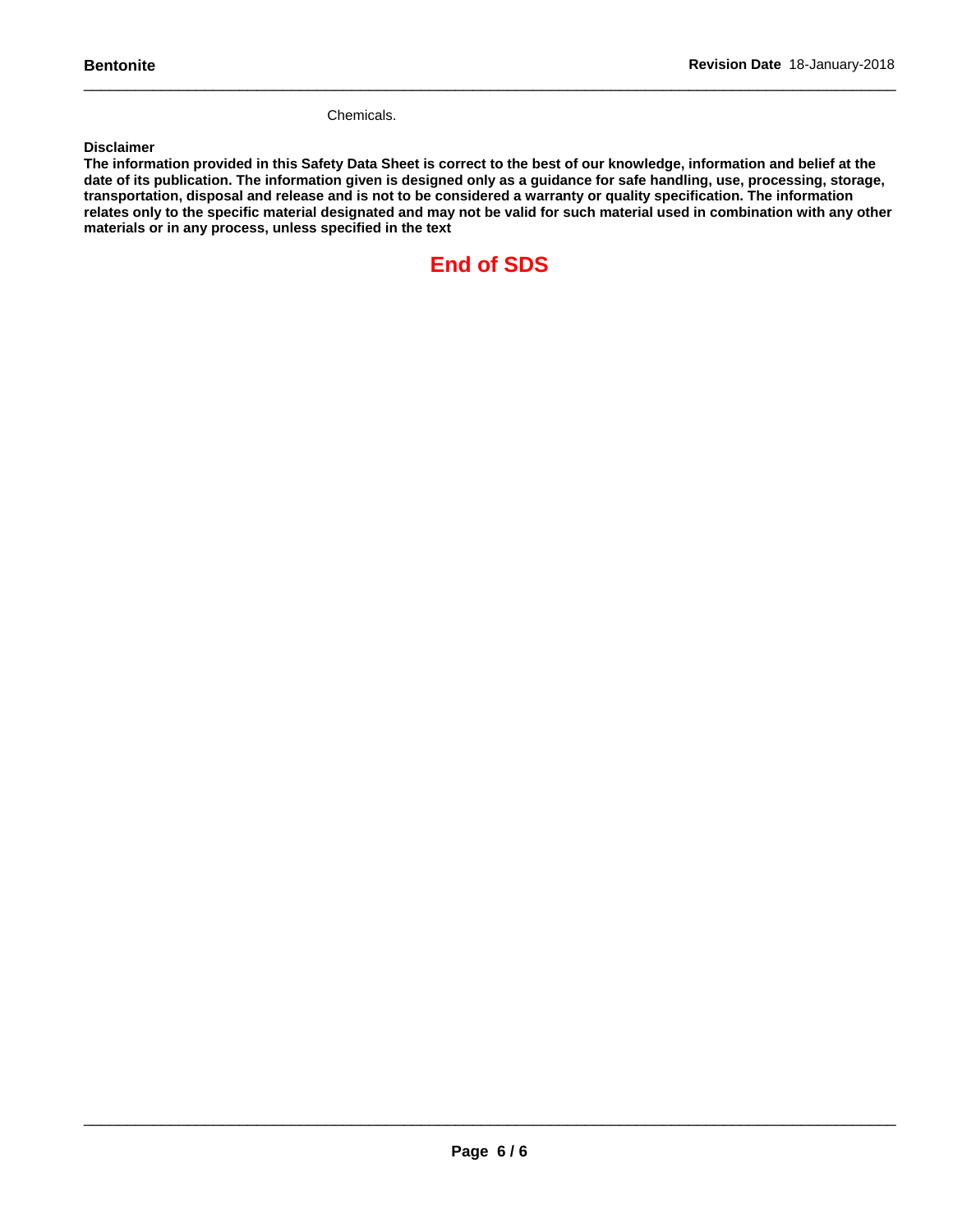Chemicals.

**Disclaimer**

**The information provided in this Safety Data Sheet is correct to the best of our knowledge, information and belief at the date of its publication. The information given is designed only as a guidance for safe handling, use, processing, storage, transportation, disposal and release and is not to be considered a warranty or quality specification. The information relates only to the specific material designated and may not be valid for such material used in combination with any other materials or in any process, unless specified in the text**

**End of SDS**